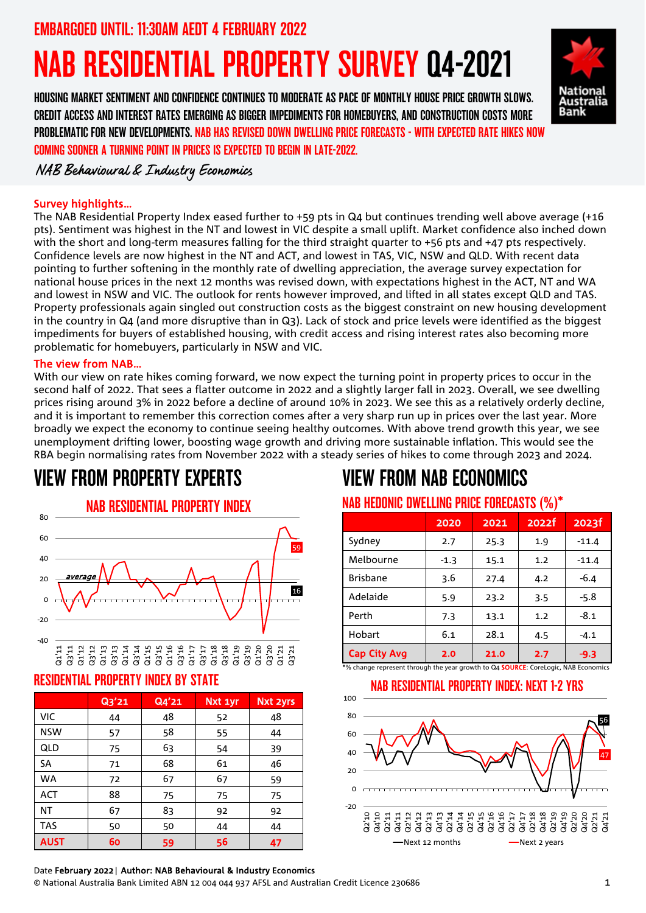EMBARGOED UNTIL: 11:30AM AEDT 4 FEBRUARY 2022

# NAB RESIDENTIAL PROPERTY SURVEY Q4-2021

HOUSING MARKET SENTIMENT AND CONFIDENCE CONTINUES TO MODERATE AS PACE OF MONTHLY HOUSE PRICE GROWTH SLOWS. CREDIT ACCESS AND INTEREST RATES EMERGING AS BIGGER IMPEDIMENTS FOR HOMEBUYERS, AND CONSTRUCTION COSTS MORE PROBLEMATIC FOR NEW DEVELOPMENTS. NAB HAS REVISED DOWN DWELLING PRICE FORECASTS - WITH EXPECTED RATE HIKES NOW COMING SOONER A TURNING POINT IN PRICES IS EXPECTED TO BEGIN IN LATE-2022.

*NAB Behavioural & Industry Economics*

**Survey highlights…**

The NAB Residential Property Index eased further to +59 pts in Q4 but continues trending well above average (+16 pts). Sentiment was highest in the NT and lowest in VIC despite a small uplift. Market confidence also inched down with the short and long-term measures falling for the third straight quarter to +56 pts and +47 pts respectively. Confidence levels are now highest in the NT and ACT, and lowest in TAS, VIC, NSW and QLD. With recent data pointing to further softening in the monthly rate of dwelling appreciation, the average survey expectation for national house prices in the next 12 months was revised down, with expectations highest in the ACT, NT and WA and lowest in NSW and VIC. The outlook for rents however improved, and lifted in all states except QLD and TAS. Property professionals again singled out construction costs as the biggest constraint on new housing development in the country in Q4 (and more disruptive than in Q3). Lack of stock and price levels were identified as the biggest impediments for buyers of established housing, with credit access and rising interest rates also becoming more problematic for homebuyers, particularly in NSW and VIC.

**The view from NAB…**

With our view on rate hikes coming forward, we now expect the turning point in property prices to occur in the second half of 2022. That sees a flatter outcome in 2022 and a slightly larger fall in 2023. Overall, we see dwelling prices rising around 3% in 2022 before a decline of around 10% in 2023. We see this as a relatively orderly decline, and it is important to remember this correction comes after a very sharp run up in prices over the last year. More broadly we expect the economy to continue seeing healthy outcomes. With above trend growth this year, we see unemployment drifting lower, boosting wage growth and driving more sustainable inflation. This would see the RBA begin normalising rates from November 2022 with a steady series of hikes to come through 2023 and 2024.

## VIEW FROM PROPERTY EXPERTS

### NAB RESIDENTIAL PROPERTY INDEX

(Chart: NAB Residential Property Index, Q1'11 to Q3'21; latest 59, average 16)

### RESIDENTIAL PROPERTY INDEX BY STATE

| | Q3'21 | Q4'21 | Nxt 1yr | Nxt 2yrs |
|---|---|---|---|---|
| VIC | 44 | 48 | 52 | 48 |
| NSW | 57 | 58 | 55 | 44 |
| QLD | 75 | 63 | 54 | 39 |
| SA | 71 | 68 | 61 | 46 |
| WA | 72 | 67 | 67 | 59 |
| ACT | 88 | 75 | 75 | 75 |
| NT | 67 | 83 | 92 | 92 |
| TAS | 50 | 50 | 44 | 44 |
| **AUST** | **60** | **59** | **56** | **47** |

## VIEW FROM NAB ECONOMICS

### NAB HEDONIC DWELLING PRICE FORECASTS (%)*

| | 2020 | 2021 | 2022f | 2023f |
|---|---|---|---|---|
| Sydney | 2.7 | 25.3 | 1.9 | -11.4 |
| Melbourne | -1.3 | 15.1 | 1.2 | -11.4 |
| Brisbane | 3.6 | 27.4 | 4.2 | -6.4 |
| Adelaide | 5.9 | 23.2 | 3.5 | -5.8 |
| Perth | 7.3 | 13.1 | 1.2 | -8.1 |
| Hobart | 6.1 | 28.1 | 4.5 | -4.1 |
| **Cap City Avg** | **2.0** | **21.0** | **2.7** | **-9.3** |

*% change represent through the year growth to Q4 **SOURCE:** CoreLogic, NAB Economics

### NAB RESIDENTIAL PROPERTY INDEX: NEXT 1-2 YRS

(Chart: Next 12 months (latest 56) and Next 2 years (latest 47), Q2'10 to Q4'21)

Date **February 2022** | Author: **NAB Behavioural & Industry Economics**

© National Australia Bank Limited ABN 12 004 044 937 AFSL and Australian Credit Licence 230686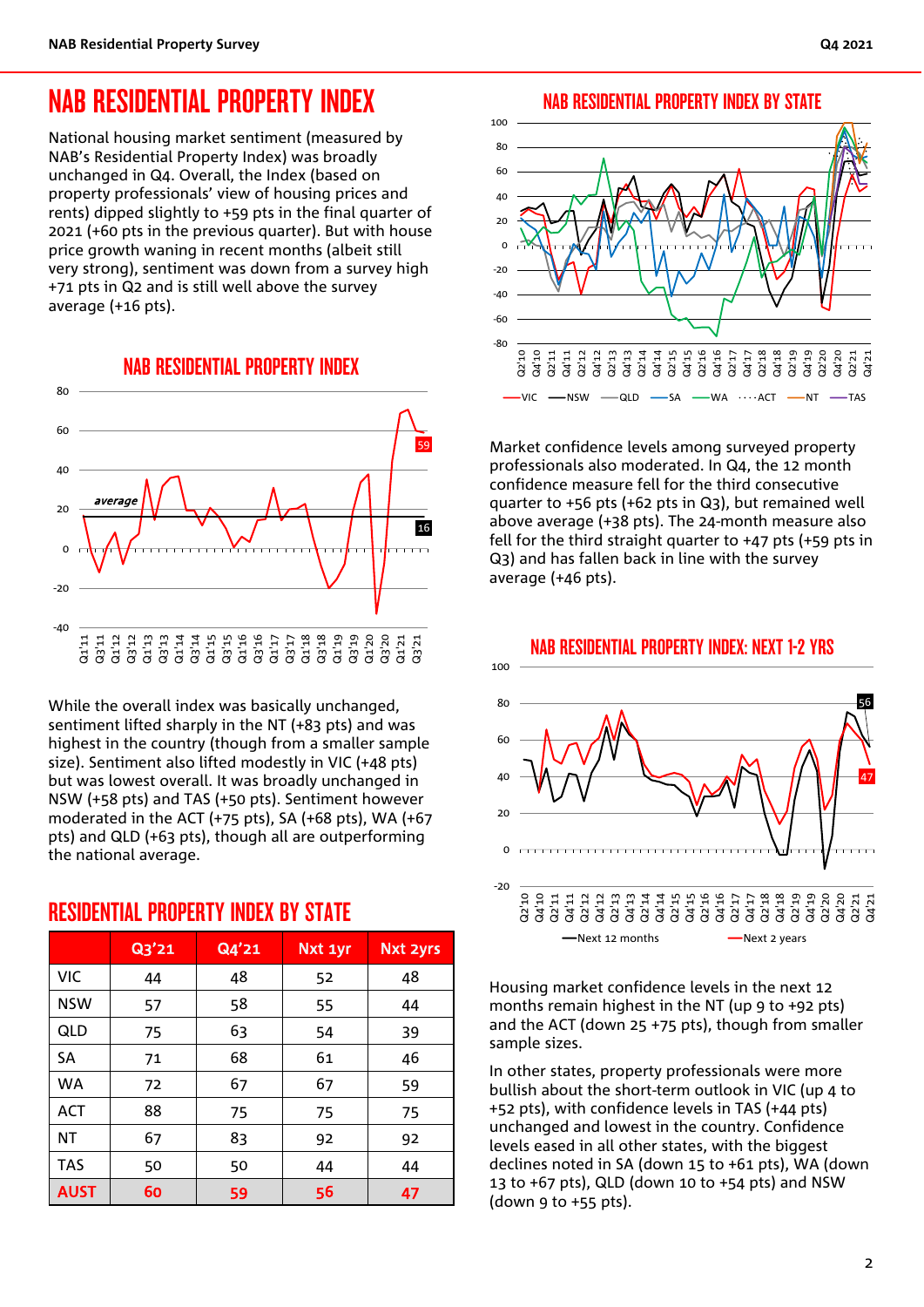# NAB RESIDENTIAL PROPERTY INDEX

National housing market sentiment (measured by NAB's Residential Property Index) was broadly unchanged in Q4. Overall, the Index (based on property professionals' view of housing prices and rents) dipped slightly to +59 pts in the final quarter of 2021 (+60 pts in the previous quarter). But with house price growth waning in recent months (albeit still very strong), sentiment was down from a survey high +71 pts in Q2 and is still well above the survey average (+16 pts).

## NAB RESIDENTIAL PROPERTY INDEX

While the overall index was basically unchanged, sentiment lifted sharply in the NT (+83 pts) and was highest in the country (though from a smaller sample size). Sentiment also lifted modestly in VIC (+48 pts) but was lowest overall. It was broadly unchanged in NSW (+58 pts) and TAS (+50 pts). Sentiment however moderated in the ACT (+75 pts), SA (+68 pts), WA (+67 pts) and QLD (+63 pts), though all are outperforming the national average.

## RESIDENTIAL PROPERTY INDEX BY STATE

| | Q3'21 | Q4'21 | Nxt 1yr | Nxt 2yrs |
|---|---|---|---|---|
| VIC | 44 | 48 | 52 | 48 |
| NSW | 57 | 58 | 55 | 44 |
| QLD | 75 | 63 | 54 | 39 |
| SA | 71 | 68 | 61 | 46 |
| WA | 72 | 67 | 67 | 59 |
| ACT | 88 | 75 | 75 | 75 |
| NT | 67 | 83 | 92 | 92 |
| TAS | 50 | 50 | 44 | 44 |
| **AUST** | **60** | **59** | **56** | **47** |

## NAB RESIDENTIAL PROPERTY INDEX BY STATE

Market confidence levels among surveyed property professionals also moderated. In Q4, the 12 month confidence measure fell for the third consecutive quarter to +56 pts (+62 pts in Q3), but remained well above average (+38 pts). The 24-month measure also fell for the third straight quarter to +47 pts (+59 pts in Q3) and has fallen back in line with the survey average (+46 pts).

## NAB RESIDENTIAL PROPERTY INDEX: NEXT 1-2 YRS

Housing market confidence levels in the next 12 months remain highest in the NT (up 9 to +92 pts) and the ACT (down 25 +75 pts), though from smaller sample sizes.

In other states, property professionals were more bullish about the short-term outlook in VIC (up 4 to +52 pts), with confidence levels in TAS (+44 pts) unchanged and lowest in the country. Confidence levels eased in all other states, with the biggest declines noted in SA (down 15 to +61 pts), WA (down 13 to +67 pts), QLD (down 10 to +54 pts) and NSW (down 9 to +55 pts).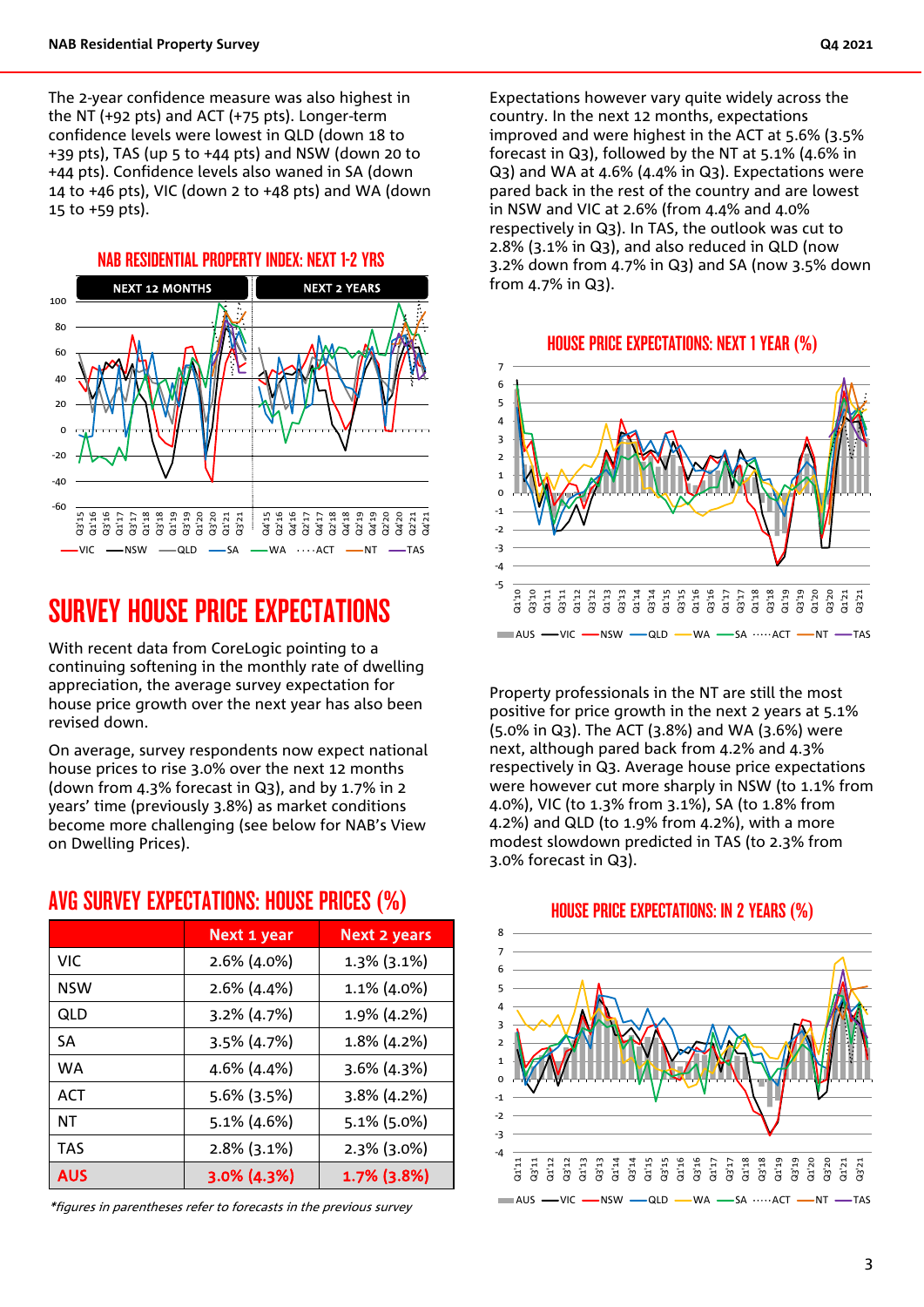The 2-year confidence measure was also highest in the NT (+92 pts) and ACT (+75 pts). Longer-term confidence levels were lowest in QLD (down 18 to +39 pts), TAS (up 5 to +44 pts) and NSW (down 20 to +44 pts). Confidence levels also waned in SA (down 14 to +46 pts), VIC (down 2 to +48 pts) and WA (down 15 to +59 pts).

### NAB RESIDENTIAL PROPERTY INDEX: NEXT 1-2 YRS

# SURVEY HOUSE PRICE EXPECTATIONS

With recent data from CoreLogic pointing to a continuing softening in the monthly rate of dwelling appreciation, the average survey expectation for house price growth over the next year has also been revised down.

On average, survey respondents now expect national house prices to rise 3.0% over the next 12 months (down from 4.3% forecast in Q3), and by 1.7% in 2 years' time (previously 3.8%) as market conditions become more challenging (see below for NAB's View on Dwelling Prices).

### AVG SURVEY EXPECTATIONS: HOUSE PRICES (%)

| | Next 1 year | Next 2 years |
|---|---|---|
| VIC | 2.6% (4.0%) | 1.3% (3.1%) |
| NSW | 2.6% (4.4%) | 1.1% (4.0%) |
| QLD | 3.2% (4.7%) | 1.9% (4.2%) |
| SA | 3.5% (4.7%) | 1.8% (4.2%) |
| WA | 4.6% (4.4%) | 3.6% (4.3%) |
| ACT | 5.6% (3.5%) | 3.8% (4.2%) |
| NT | 5.1% (4.6%) | 5.1% (5.0%) |
| TAS | 2.8% (3.1%) | 2.3% (3.0%) |
| **AUS** | **3.0% (4.3%)** | **1.7% (3.8%)** |

*\*figures in parentheses refer to forecasts in the previous survey*

Expectations however vary quite widely across the country. In the next 12 months, expectations improved and were highest in the ACT at 5.6% (3.5% forecast in Q3), followed by the NT at 5.1% (4.6% in Q3) and WA at 4.6% (4.4% in Q3). Expectations were pared back in the rest of the country and are lowest in NSW and VIC at 2.6% (from 4.4% and 4.0% respectively in Q3). In TAS, the outlook was cut to 2.8% (3.1% in Q3), and also reduced in QLD (now 3.2% down from 4.7% in Q3) and SA (now 3.5% down from 4.7% in Q3).

### HOUSE PRICE EXPECTATIONS: NEXT 1 YEAR (%)

Property professionals in the NT are still the most positive for price growth in the next 2 years at 5.1% (5.0% in Q3). The ACT (3.8%) and WA (3.6%) were next, although pared back from 4.2% and 4.3% respectively in Q3. Average house price expectations were however cut more sharply in NSW (to 1.1% from 4.0%), VIC (to 1.3% from 3.1%), SA (to 1.8% from 4.2%) and QLD (to 1.9% from 4.2%), with a more modest slowdown predicted in TAS (to 2.3% from 3.0% forecast in Q3).

### HOUSE PRICE EXPECTATIONS: IN 2 YEARS (%)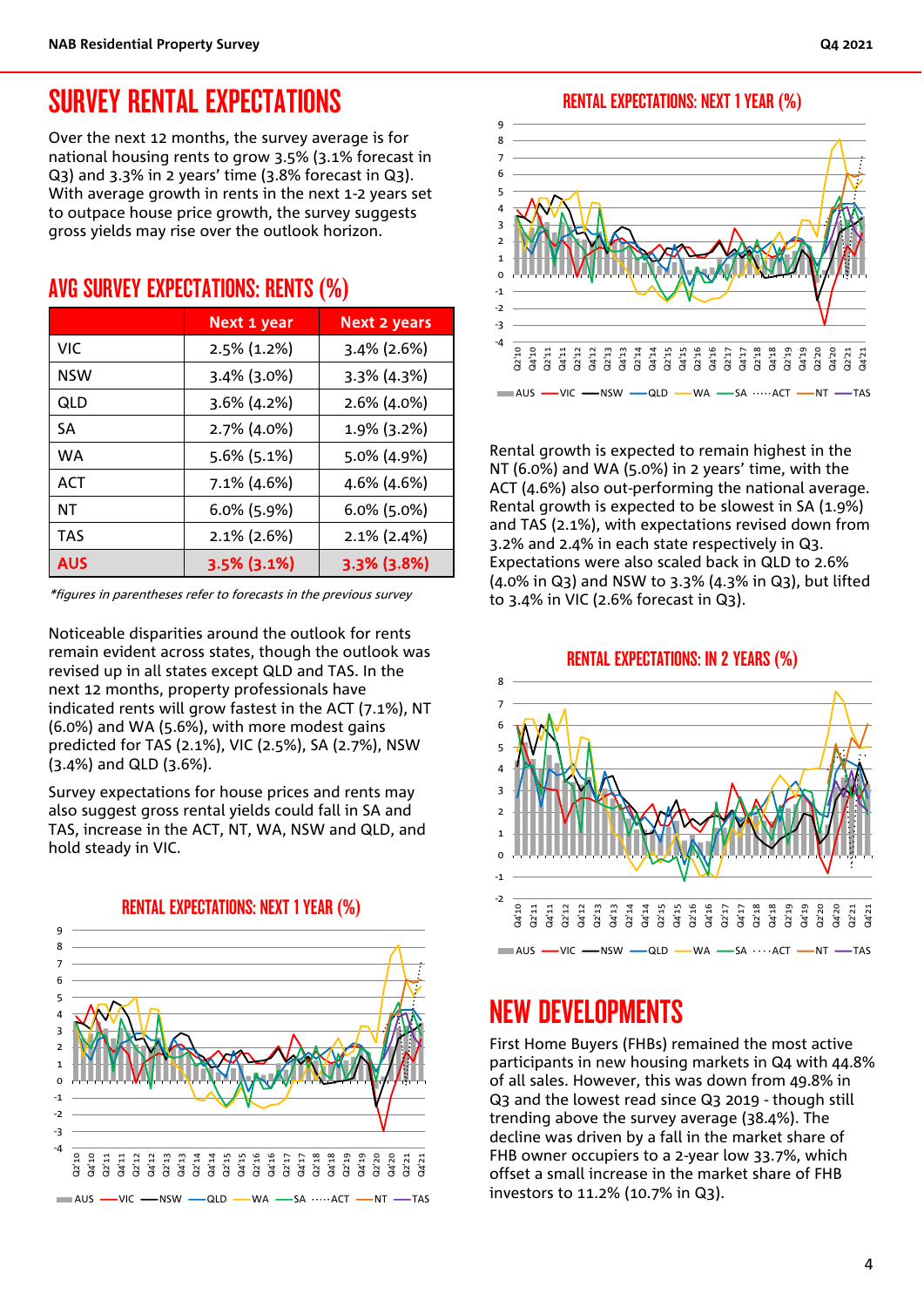# SURVEY RENTAL EXPECTATIONS

Over the next 12 months, the survey average is for national housing rents to grow 3.5% (3.1% forecast in Q3) and 3.3% in 2 years' time (3.8% forecast in Q3). With average growth in rents in the next 1-2 years set to outpace house price growth, the survey suggests gross yields may rise over the outlook horizon.

## AVG SURVEY EXPECTATIONS: RENTS (%)

| | Next 1 year | Next 2 years |
|---|---|---|
| VIC | 2.5% (1.2%) | 3.4% (2.6%) |
| NSW | 3.4% (3.0%) | 3.3% (4.3%) |
| QLD | 3.6% (4.2%) | 2.6% (4.0%) |
| SA | 2.7% (4.0%) | 1.9% (3.2%) |
| WA | 5.6% (5.1%) | 5.0% (4.9%) |
| ACT | 7.1% (4.6%) | 4.6% (4.6%) |
| NT | 6.0% (5.9%) | 6.0% (5.0%) |
| TAS | 2.1% (2.6%) | 2.1% (2.4%) |
| **AUS** | **3.5% (3.1%)** | **3.3% (3.8%)** |

*\*figures in parentheses refer to forecasts in the previous survey*

Noticeable disparities around the outlook for rents remain evident across states, though the outlook was revised up in all states except QLD and TAS. In the next 12 months, property professionals have indicated rents will grow fastest in the ACT (7.1%), NT (6.0%) and WA (5.6%), with more modest gains predicted for TAS (2.1%), VIC (2.5%), SA (2.7%), NSW (3.4%) and QLD (3.6%).

Survey expectations for house prices and rents may also suggest gross rental yields could fall in SA and TAS, increase in the ACT, NT, WA, NSW and QLD, and hold steady in VIC.

RENTAL EXPECTATIONS: NEXT 1 YEAR (%)

Rental growth is expected to remain highest in the NT (6.0%) and WA (5.0%) in 2 years' time, with the ACT (4.6%) also out-performing the national average. Rental growth is expected to be slowest in SA (1.9%) and TAS (2.1%), with expectations revised down from 3.2% and 2.4% in each state respectively in Q3. Expectations were also scaled back in QLD to 2.6% (4.0% in Q3) and NSW to 3.3% (4.3% in Q3), but lifted to 3.4% in VIC (2.6% forecast in Q3).

RENTAL EXPECTATIONS: IN 2 YEARS (%)

# NEW DEVELOPMENTS

First Home Buyers (FHBs) remained the most active participants in new housing markets in Q4 with 44.8% of all sales. However, this was down from 49.8% in Q3 and the lowest read since Q3 2019 - though still trending above the survey average (38.4%). The decline was driven by a fall in the market share of FHB owner occupiers to a 2-year low 33.7%, which offset a small increase in the market share of FHB investors to 11.2% (10.7% in Q3).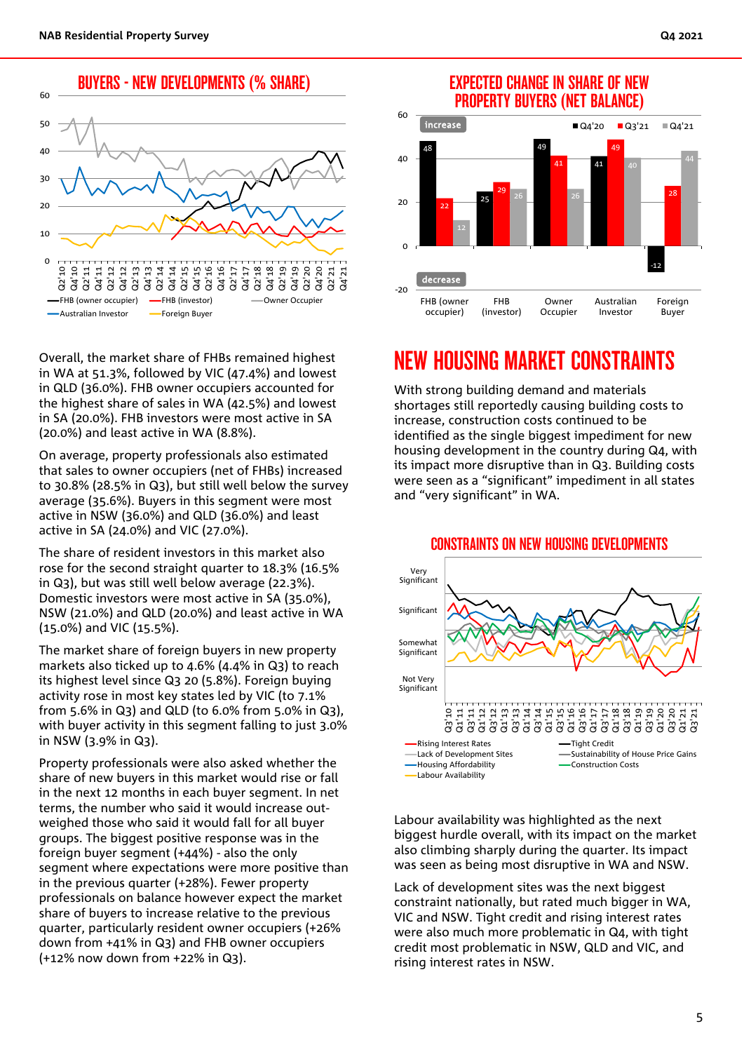## BUYERS - NEW DEVELOPMENTS (% SHARE)

## EXPECTED CHANGE IN SHARE OF NEW PROPERTY BUYERS (NET BALANCE)

| | Q4'20 | Q3'21 | Q4'21 |
|---|---|---|---|
| FHB (owner occupier) | 48 | 22 | 12 |
| FHB (investor) | 25 | 29 | 26 |
| Owner Occupier | 49 | 41 | 26 |
| Australian Investor | 41 | 49 | 40 |
| Foreign Buyer | -12 | 28 | 44 |

Overall, the market share of FHBs remained highest in WA at 51.3%, followed by VIC (47.4%) and lowest in QLD (36.0%). FHB owner occupiers accounted for the highest share of sales in WA (42.5%) and lowest in SA (20.0%). FHB investors were most active in SA (20.0%) and least active in WA (8.8%).

On average, property professionals also estimated that sales to owner occupiers (net of FHBs) increased to 30.8% (28.5% in Q3), but still well below the survey average (35.6%). Buyers in this segment were most active in NSW (36.0%) and QLD (36.0%) and least active in SA (24.0%) and VIC (27.0%).

The share of resident investors in this market also rose for the second straight quarter to 18.3% (16.5% in Q3), but was still well below average (22.3%). Domestic investors were most active in SA (35.0%), NSW (21.0%) and QLD (20.0%) and least active in WA (15.0%) and VIC (15.5%).

The market share of foreign buyers in new property markets also ticked up to 4.6% (4.4% in Q3) to reach its highest level since Q3 20 (5.8%). Foreign buying activity rose in most key states led by VIC (to 7.1% from 5.6% in Q3) and QLD (to 6.0% from 5.0% in Q3), with buyer activity in this segment falling to just 3.0% in NSW (3.9% in Q3).

Property professionals were also asked whether the share of new buyers in this market would rise or fall in the next 12 months in each buyer segment. In net terms, the number who said it would increase out-weighed those who said it would fall for all buyer groups. The biggest positive response was in the foreign buyer segment (+44%) - also the only segment where expectations were more positive than in the previous quarter (+28%). Fewer property professionals on balance however expect the market share of buyers to increase relative to the previous quarter, particularly resident owner occupiers (+26% down from +41% in Q3) and FHB owner occupiers (+12% now down from +22% in Q3).

# NEW HOUSING MARKET CONSTRAINTS

With strong building demand and materials shortages still reportedly causing building costs to increase, construction costs continued to be identified as the single biggest impediment for new housing development in the country during Q4, with its impact more disruptive than in Q3. Building costs were seen as a "significant" impediment in all states and "very significant" in WA.

## CONSTRAINTS ON NEW HOUSING DEVELOPMENTS

Labour availability was highlighted as the next biggest hurdle overall, with its impact on the market also climbing sharply during the quarter. Its impact was seen as being most disruptive in WA and NSW.

Lack of development sites was the next biggest constraint nationally, but rated much bigger in WA, VIC and NSW. Tight credit and rising interest rates were also much more problematic in Q4, with tight credit most problematic in NSW, QLD and VIC, and rising interest rates in NSW.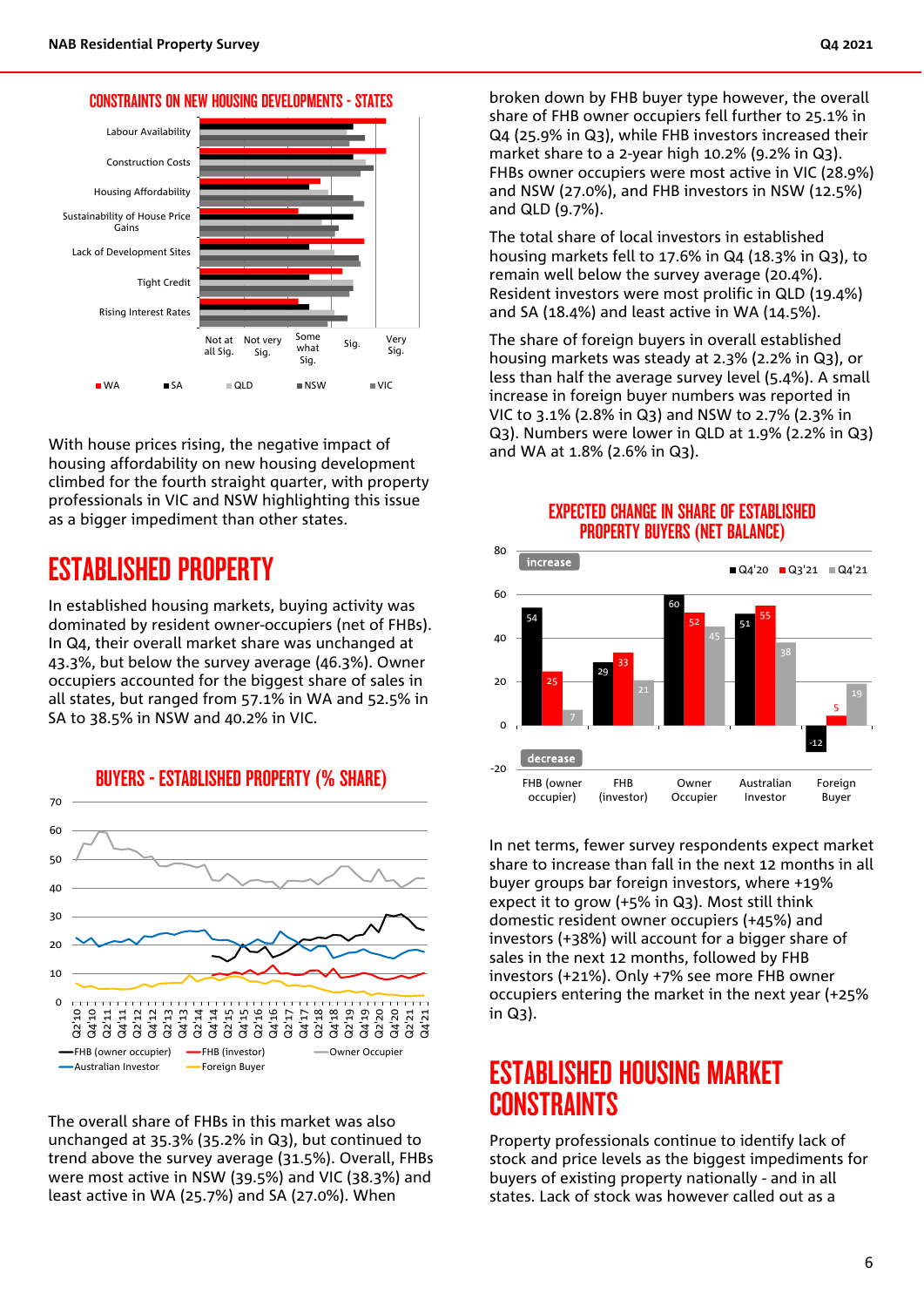CONSTRAINTS ON NEW HOUSING DEVELOPMENTS - STATES

With house prices rising, the negative impact of housing affordability on new housing development climbed for the fourth straight quarter, with property professionals in VIC and NSW highlighting this issue as a bigger impediment than other states.

# ESTABLISHED PROPERTY

In established housing markets, buying activity was dominated by resident owner-occupiers (net of FHBs). In Q4, their overall market share was unchanged at 43.3%, but below the survey average (46.3%). Owner occupiers accounted for the biggest share of sales in all states, but ranged from 57.1% in WA and 52.5% in SA to 38.5% in NSW and 40.2% in VIC.

BUYERS - ESTABLISHED PROPERTY (% SHARE)

The overall share of FHBs in this market was also unchanged at 35.3% (35.2% in Q3), but continued to trend above the survey average (31.5%). Overall, FHBs were most active in NSW (39.5%) and VIC (38.3%) and least active in WA (25.7%) and SA (27.0%). When broken down by FHB buyer type however, the overall share of FHB owner occupiers fell further to 25.1% in Q4 (25.9% in Q3), while FHB investors increased their market share to a 2-year high 10.2% (9.2% in Q3). FHBs owner occupiers were most active in VIC (28.9%) and NSW (27.0%), and FHB investors in NSW (12.5%) and QLD (9.7%).

The total share of local investors in established housing markets fell to 17.6% in Q4 (18.3% in Q3), to remain well below the survey average (20.4%). Resident investors were most prolific in QLD (19.4%) and SA (18.4%) and least active in WA (14.5%).

The share of foreign buyers in overall established housing markets was steady at 2.3% (2.2% in Q3), or less than half the average survey level (5.4%). A small increase in foreign buyer numbers was reported in VIC to 3.1% (2.8% in Q3) and NSW to 2.7% (2.3% in Q3). Numbers were lower in QLD at 1.9% (2.2% in Q3) and WA at 1.8% (2.6% in Q3).

EXPECTED CHANGE IN SHARE OF ESTABLISHED PROPERTY BUYERS (NET BALANCE)

| | Q4'20 | Q3'21 | Q4'21 |
|---|---|---|---|
| FHB (owner occupier) | 54 | 25 | 7 |
| FHB (investor) | 29 | 33 | 21 |
| Owner Occupier | 60 | 52 | 45 |
| Australian Investor | 51 | 55 | 38 |
| Foreign Buyer | -12 | 5 | 19 |

In net terms, fewer survey respondents expect market share to increase than fall in the next 12 months in all buyer groups bar foreign investors, where +19% expect it to grow (+5% in Q3). Most still think domestic resident owner occupiers (+45%) and investors (+38%) will account for a bigger share of sales in the next 12 months, followed by FHB investors (+21%). Only +7% see more FHB owner occupiers entering the market in the next year (+25% in Q3).

# ESTABLISHED HOUSING MARKET CONSTRAINTS

Property professionals continue to identify lack of stock and price levels as the biggest impediments for buyers of existing property nationally - and in all states. Lack of stock was however called out as a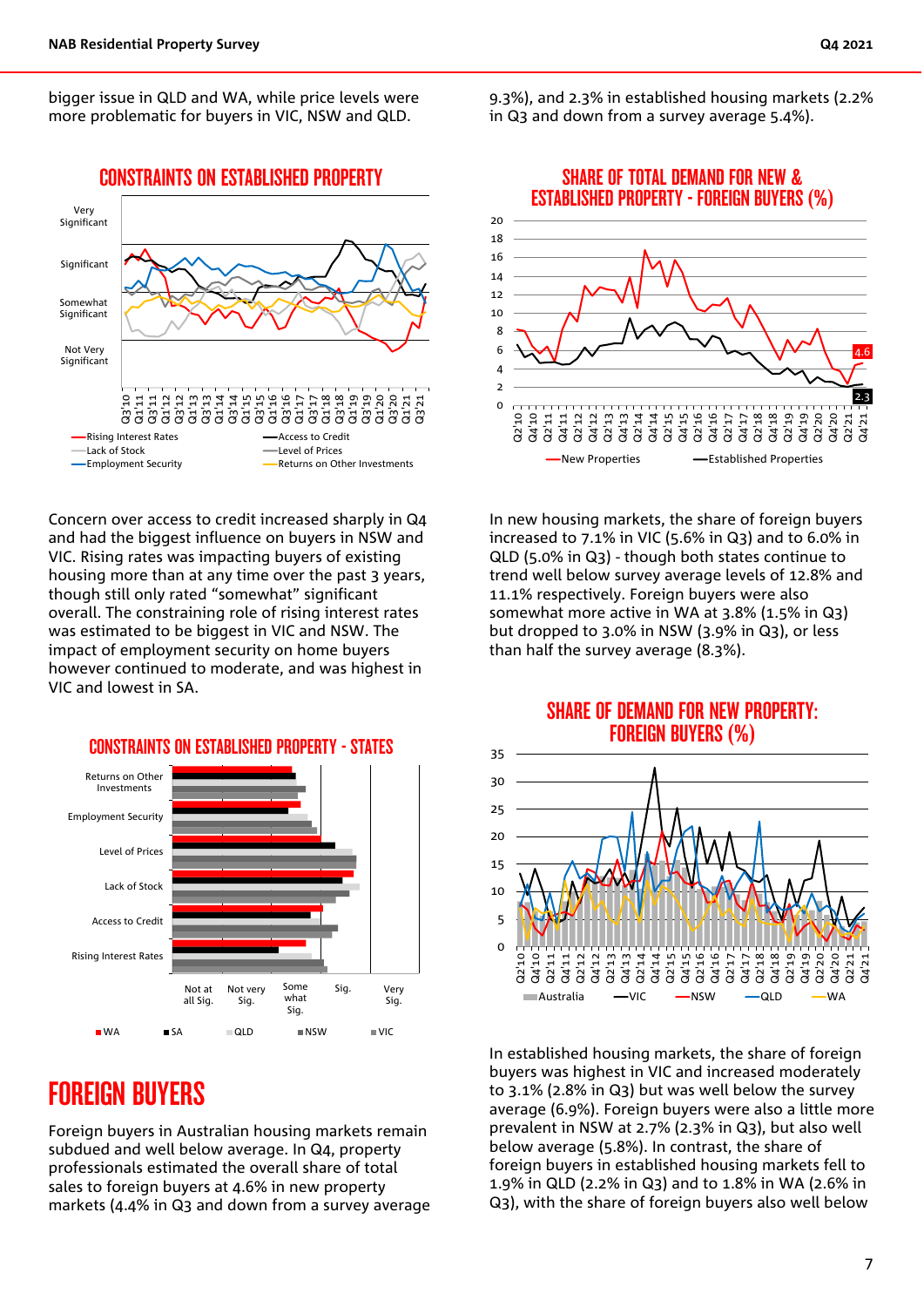bigger issue in QLD and WA, while price levels were more problematic for buyers in VIC, NSW and QLD.

### CONSTRAINTS ON ESTABLISHED PROPERTY

Concern over access to credit increased sharply in Q4 and had the biggest influence on buyers in NSW and VIC. Rising rates was impacting buyers of existing housing more than at any time over the past 3 years, though still only rated "somewhat" significant overall. The constraining role of rising interest rates was estimated to be biggest in VIC and NSW. The impact of employment security on home buyers however continued to moderate, and was highest in VIC and lowest in SA.

### CONSTRAINTS ON ESTABLISHED PROPERTY - STATES

## FOREIGN BUYERS

Foreign buyers in Australian housing markets remain subdued and well below average. In Q4, property professionals estimated the overall share of total sales to foreign buyers at 4.6% in new property markets (4.4% in Q3 and down from a survey average 9.3%), and 2.3% in established housing markets (2.2% in Q3 and down from a survey average 5.4%).

### SHARE OF TOTAL DEMAND FOR NEW & ESTABLISHED PROPERTY - FOREIGN BUYERS (%)

In new housing markets, the share of foreign buyers increased to 7.1% in VIC (5.6% in Q3) and to 6.0% in QLD (5.0% in Q3) - though both states continue to trend well below survey average levels of 12.8% and 11.1% respectively. Foreign buyers were also somewhat more active in WA at 3.8% (1.5% in Q3) but dropped to 3.0% in NSW (3.9% in Q3), or less than half the survey average (8.3%).

### SHARE OF DEMAND FOR NEW PROPERTY: FOREIGN BUYERS (%)

In established housing markets, the share of foreign buyers was highest in VIC and increased moderately to 3.1% (2.8% in Q3) but was well below the survey average (6.9%). Foreign buyers were also a little more prevalent in NSW at 2.7% (2.3% in Q3), but also well below average (5.8%). In contrast, the share of foreign buyers in established housing markets fell to 1.9% in QLD (2.2% in Q3) and to 1.8% in WA (2.6% in Q3), with the share of foreign buyers also well below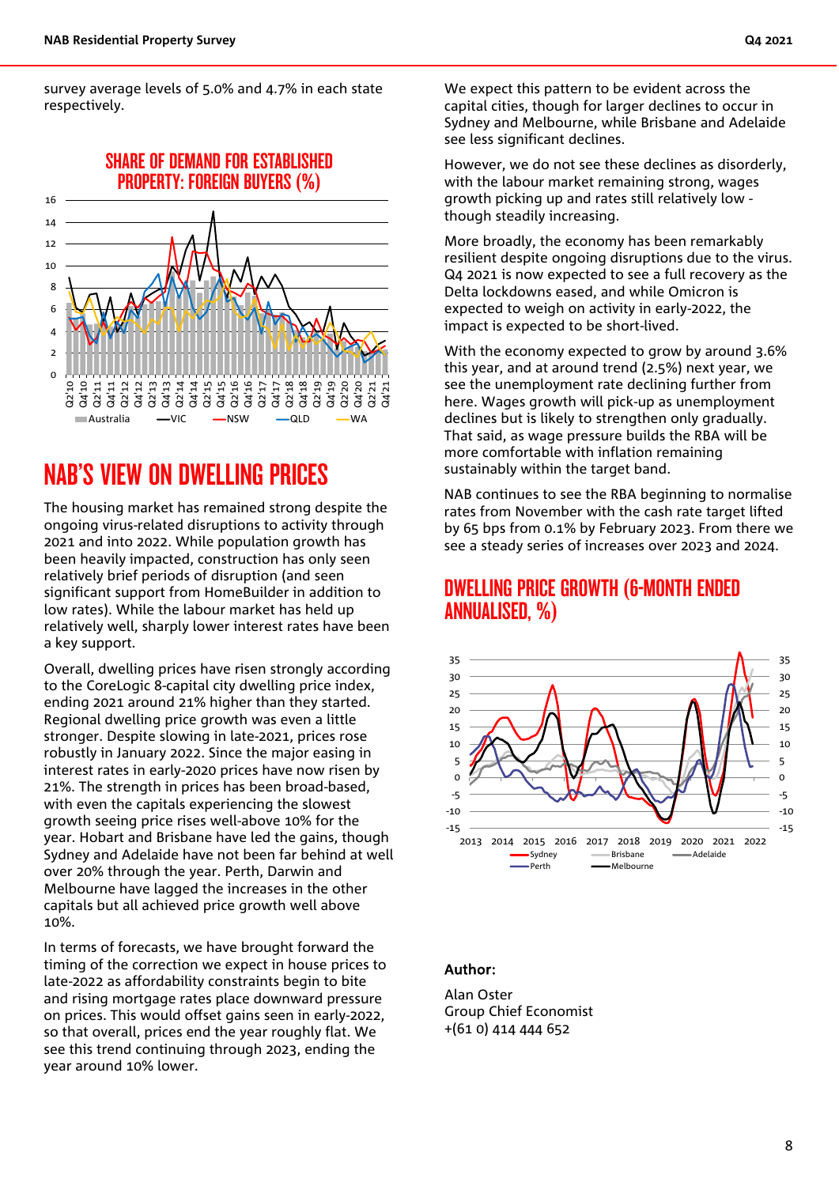survey average levels of 5.0% and 4.7% in each state respectively.

## SHARE OF DEMAND FOR ESTABLISHED PROPERTY: FOREIGN BUYERS (%)

## NAB'S VIEW ON DWELLING PRICES

The housing market has remained strong despite the ongoing virus-related disruptions to activity through 2021 and into 2022. While population growth has been heavily impacted, construction has only seen relatively brief periods of disruption (and seen significant support from HomeBuilder in addition to low rates). While the labour market has held up relatively well, sharply lower interest rates have been a key support.

Overall, dwelling prices have risen strongly according to the CoreLogic 8-capital city dwelling price index, ending 2021 around 21% higher than they started. Regional dwelling price growth was even a little stronger. Despite slowing in late-2021, prices rose robustly in January 2022. Since the major easing in interest rates in early-2020 prices have now risen by 21%. The strength in prices has been broad-based, with even the capitals experiencing the slowest growth seeing price rises well-above 10% for the year. Hobart and Brisbane have led the gains, though Sydney and Adelaide have not been far behind at well over 20% through the year. Perth, Darwin and Melbourne have lagged the increases in the other capitals but all achieved price growth well above 10%.

In terms of forecasts, we have brought forward the timing of the correction we expect in house prices to late-2022 as affordability constraints begin to bite and rising mortgage rates place downward pressure on prices. This would offset gains seen in early-2022, so that overall, prices end the year roughly flat. We see this trend continuing through 2023, ending the year around 10% lower.

We expect this pattern to be evident across the capital cities, though for larger declines to occur in Sydney and Melbourne, while Brisbane and Adelaide see less significant declines.

However, we do not see these declines as disorderly, with the labour market remaining strong, wages growth picking up and rates still relatively low - though steadily increasing.

More broadly, the economy has been remarkably resilient despite ongoing disruptions due to the virus. Q4 2021 is now expected to see a full recovery as the Delta lockdowns eased, and while Omicron is expected to weigh on activity in early-2022, the impact is expected to be short-lived.

With the economy expected to grow by around 3.6% this year, and at around trend (2.5%) next year, we see the unemployment rate declining further from here. Wages growth will pick-up as unemployment declines but is likely to strengthen only gradually. That said, as wage pressure builds the RBA will be more comfortable with inflation remaining sustainably within the target band.

NAB continues to see the RBA beginning to normalise rates from November with the cash rate target lifted by 65 bps from 0.1% by February 2023. From there we see a steady series of increases over 2023 and 2024.

## DWELLING PRICE GROWTH (6-MONTH ENDED ANNUALISED, %)

**Author:**

Alan Oster
Group Chief Economist
+(61 0) 414 444 652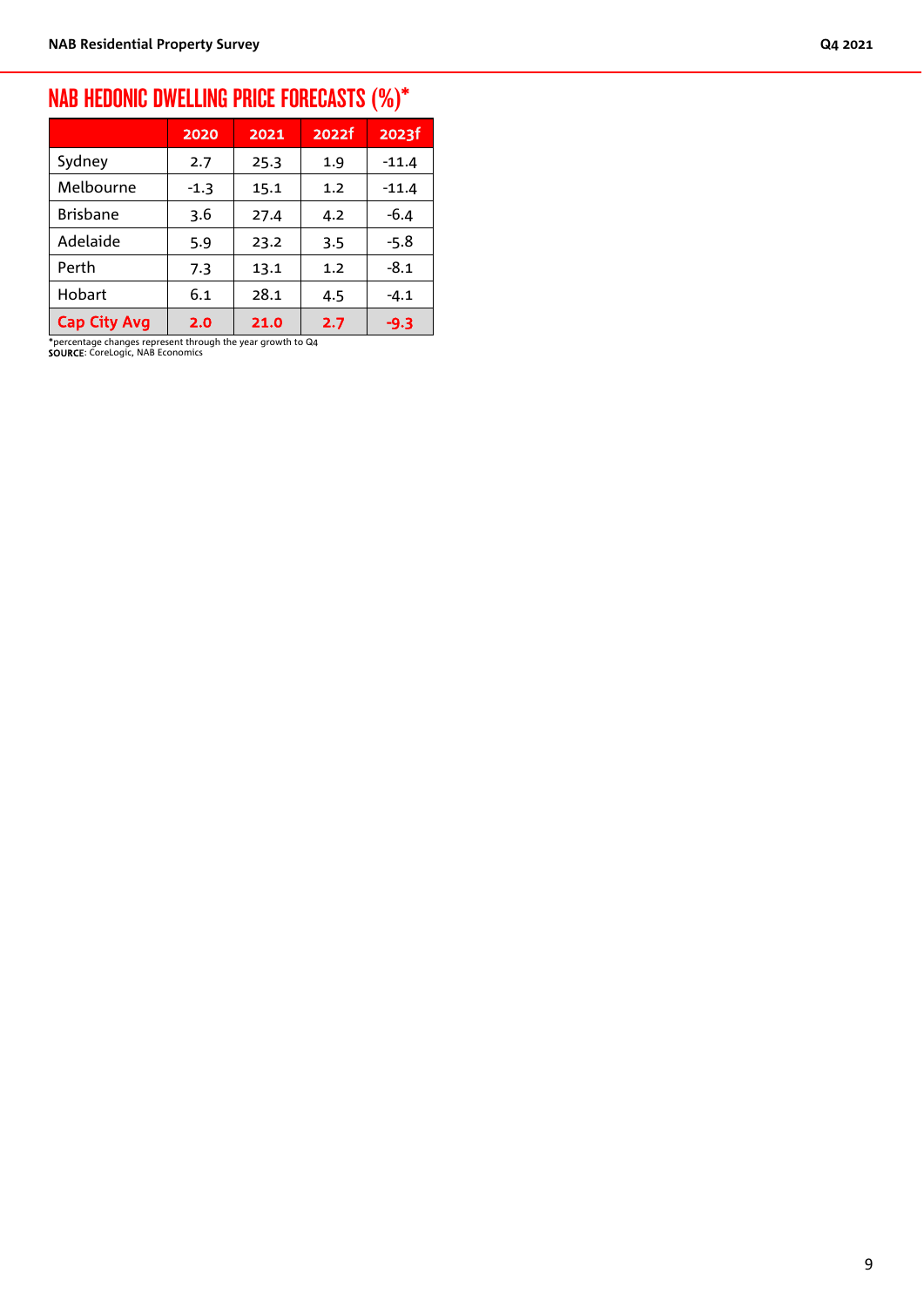## NAB HEDONIC DWELLING PRICE FORECASTS (%)*

| | 2020 | 2021 | 2022f | 2023f |
|---|---|---|---|---|
| Sydney | 2.7 | 25.3 | 1.9 | -11.4 |
| Melbourne | -1.3 | 15.1 | 1.2 | -11.4 |
| Brisbane | 3.6 | 27.4 | 4.2 | -6.4 |
| Adelaide | 5.9 | 23.2 | 3.5 | -5.8 |
| Perth | 7.3 | 13.1 | 1.2 | -8.1 |
| Hobart | 6.1 | 28.1 | 4.5 | -4.1 |
| **Cap City Avg** | **2.0** | **21.0** | **2.7** | **-9.3** |

*percentage changes represent through the year growth to Q4
**SOURCE**: CoreLogic, NAB Economics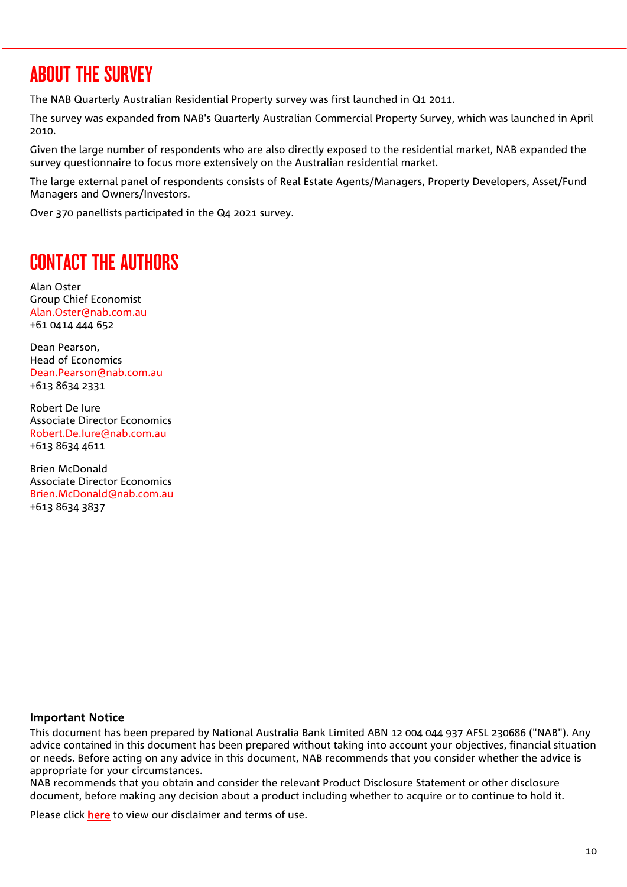## ABOUT THE SURVEY

The NAB Quarterly Australian Residential Property survey was first launched in Q1 2011.

The survey was expanded from NAB's Quarterly Australian Commercial Property Survey, which was launched in April 2010.

Given the large number of respondents who are also directly exposed to the residential market, NAB expanded the survey questionnaire to focus more extensively on the Australian residential market.

The large external panel of respondents consists of Real Estate Agents/Managers, Property Developers, Asset/Fund Managers and Owners/Investors.

Over 370 panellists participated in the Q4 2021 survey.

## CONTACT THE AUTHORS

Alan Oster
Group Chief Economist
Alan.Oster@nab.com.au
+61 0414 444 652

Dean Pearson,
Head of Economics
Dean.Pearson@nab.com.au
+613 8634 2331

Robert De Iure
Associate Director Economics
Robert.De.Iure@nab.com.au
+613 8634 4611

Brien McDonald
Associate Director Economics
Brien.McDonald@nab.com.au
+613 8634 3837

**Important Notice**
This document has been prepared by National Australia Bank Limited ABN 12 004 044 937 AFSL 230686 ("NAB"). Any advice contained in this document has been prepared without taking into account your objectives, financial situation or needs. Before acting on any advice in this document, NAB recommends that you consider whether the advice is appropriate for your circumstances.
NAB recommends that you obtain and consider the relevant Product Disclosure Statement or other disclosure document, before making any decision about a product including whether to acquire or to continue to hold it.

Please click **here** to view our disclaimer and terms of use.